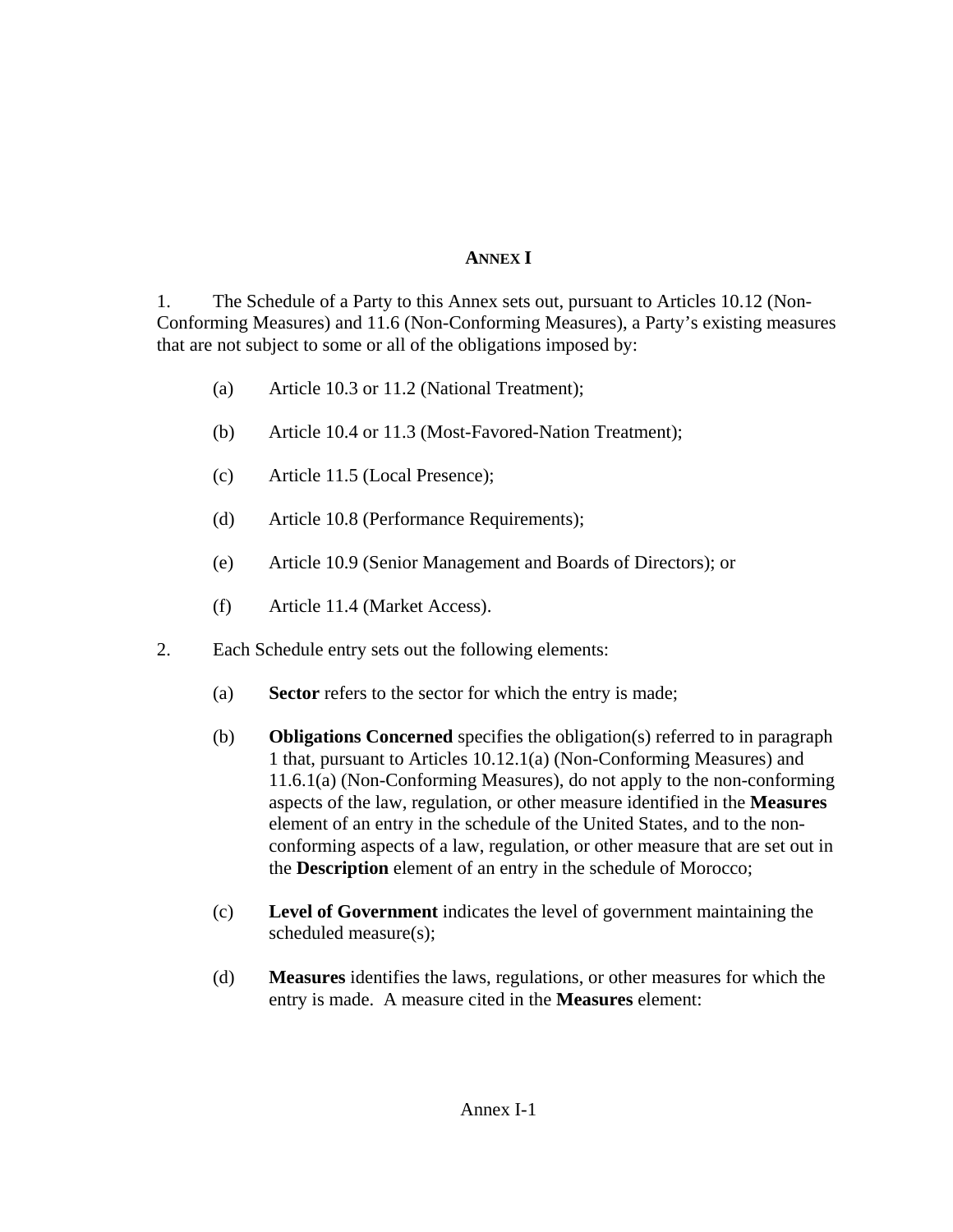# ANNEX I

1. The Schedule of a Party to this Annex sets out, pursuant to Articles 10.12 (Non-Conforming Measures) and 11.6 (Non-Conforming Measures), a Party's existing measures that are not subject to some or all of the obligations imposed by:

   (a) Article 10.3 or 11.2 (National Treatment);

   (b) Article 10.4 or 11.3 (Most-Favored-Nation Treatment);

   (c) Article 11.5 (Local Presence);

   (d) Article 10.8 (Performance Requirements);

   (e) Article 10.9 (Senior Management and Boards of Directors); or

   (f) Article 11.4 (Market Access).

2. Each Schedule entry sets out the following elements:

   (a) **Sector** refers to the sector for which the entry is made;

   (b) **Obligations Concerned** specifies the obligation(s) referred to in paragraph 1 that, pursuant to Articles 10.12.1(a) (Non-Conforming Measures) and 11.6.1(a) (Non-Conforming Measures), do not apply to the non-conforming aspects of the law, regulation, or other measure identified in the **Measures** element of an entry in the schedule of the United States, and to the non-conforming aspects of a law, regulation, or other measure that are set out in the **Description** element of an entry in the schedule of Morocco;

   (c) **Level of Government** indicates the level of government maintaining the scheduled measure(s);

   (d) **Measures** identifies the laws, regulations, or other measures for which the entry is made. A measure cited in the **Measures** element: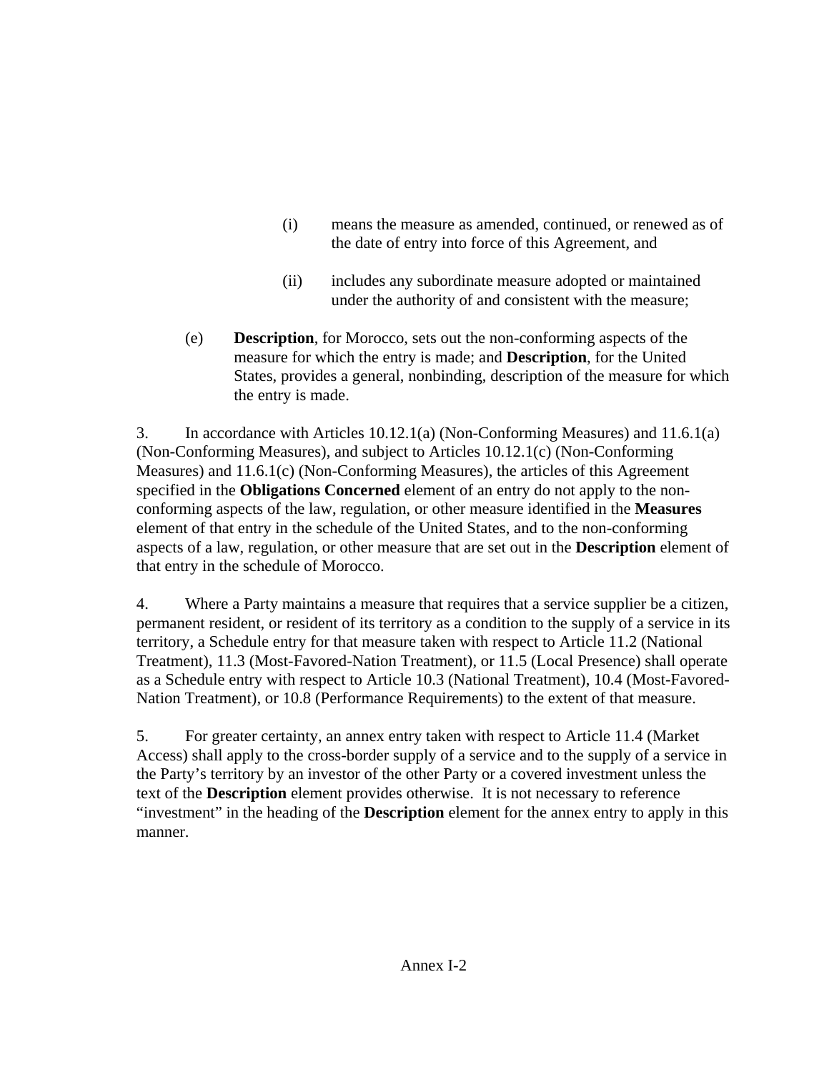(i) means the measure as amended, continued, or renewed as of the date of entry into force of this Agreement, and

(ii) includes any subordinate measure adopted or maintained under the authority of and consistent with the measure;

(e) **Description**, for Morocco, sets out the non-conforming aspects of the measure for which the entry is made; and **Description**, for the United States, provides a general, nonbinding, description of the measure for which the entry is made.

3. In accordance with Articles 10.12.1(a) (Non-Conforming Measures) and 11.6.1(a) (Non-Conforming Measures), and subject to Articles 10.12.1(c) (Non-Conforming Measures) and 11.6.1(c) (Non-Conforming Measures), the articles of this Agreement specified in the **Obligations Concerned** element of an entry do not apply to the non-conforming aspects of the law, regulation, or other measure identified in the **Measures** element of that entry in the schedule of the United States, and to the non-conforming aspects of a law, regulation, or other measure that are set out in the **Description** element of that entry in the schedule of Morocco.

4. Where a Party maintains a measure that requires that a service supplier be a citizen, permanent resident, or resident of its territory as a condition to the supply of a service in its territory, a Schedule entry for that measure taken with respect to Article 11.2 (National Treatment), 11.3 (Most-Favored-Nation Treatment), or 11.5 (Local Presence) shall operate as a Schedule entry with respect to Article 10.3 (National Treatment), 10.4 (Most-Favored-Nation Treatment), or 10.8 (Performance Requirements) to the extent of that measure.

5. For greater certainty, an annex entry taken with respect to Article 11.4 (Market Access) shall apply to the cross-border supply of a service and to the supply of a service in the Party's territory by an investor of the other Party or a covered investment unless the text of the **Description** element provides otherwise. It is not necessary to reference "investment" in the heading of the **Description** element for the annex entry to apply in this manner.